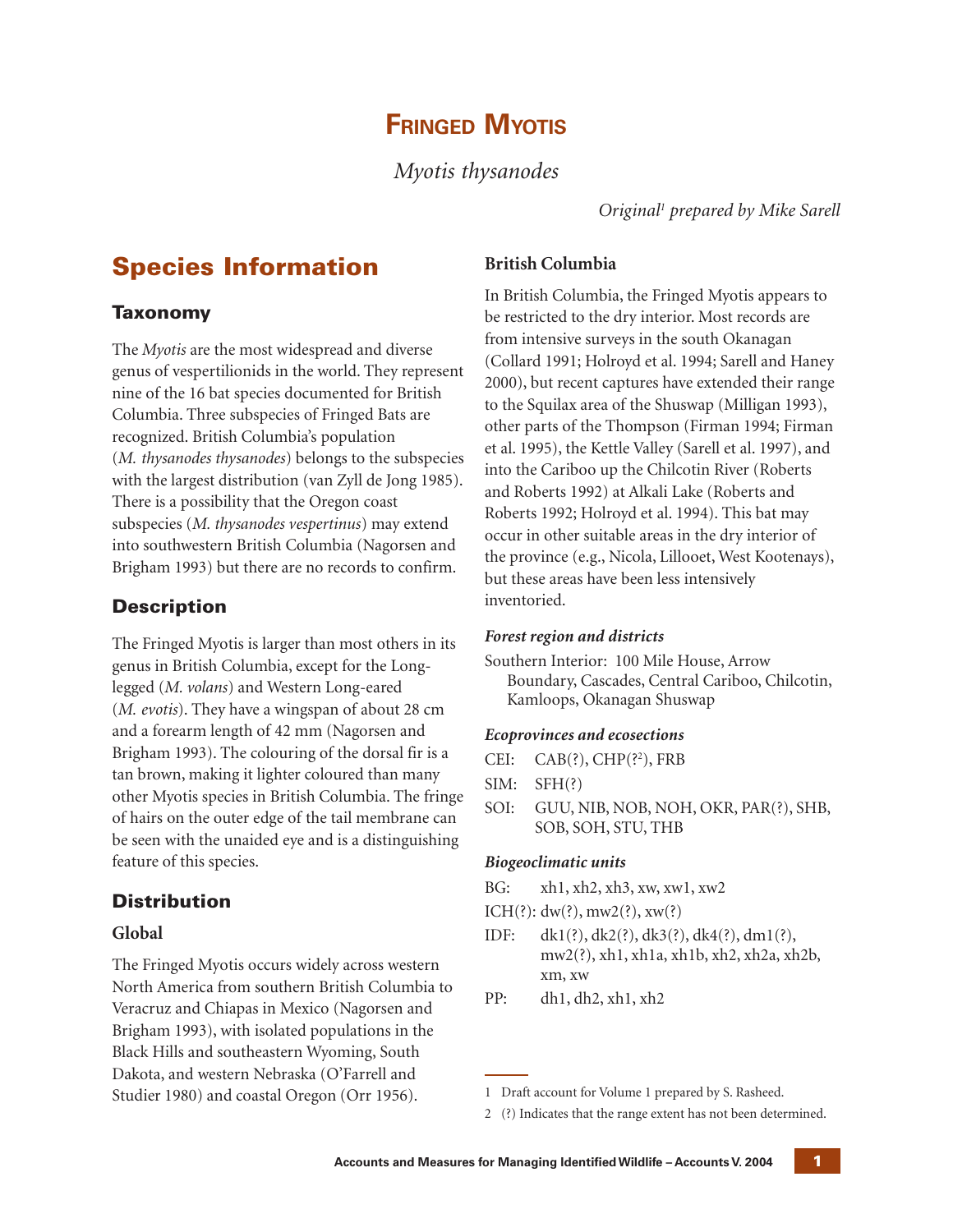# Fringed Myotis

*Myotis thysanodes*

*Original[1] prepared by Mike Sarell*

## Species Information

### Taxonomy

The *Myotis* are the most widespread and diverse genus of vespertilionids in the world. They represent nine of the 16 bat species documented for British Columbia. Three subspecies of Fringed Bats are recognized. British Columbia's population (*M. thysanodes thysanodes*) belongs to the subspecies with the largest distribution (van Zyll de Jong 1985). There is a possibility that the Oregon coast subspecies (*M. thysanodes vespertinus*) may extend into southwestern British Columbia (Nagorsen and Brigham 1993) but there are no records to confirm.

### Description

The Fringed Myotis is larger than most others in its genus in British Columbia, except for the Long-legged (*M. volans*) and Western Long-eared (*M. evotis*). They have a wingspan of about 28 cm and a forearm length of 42 mm (Nagorsen and Brigham 1993). The colouring of the dorsal fir is a tan brown, making it lighter coloured than many other Myotis species in British Columbia. The fringe of hairs on the outer edge of the tail membrane can be seen with the unaided eye and is a distinguishing feature of this species.

### Distribution

#### Global

The Fringed Myotis occurs widely across western North America from southern British Columbia to Veracruz and Chiapas in Mexico (Nagorsen and Brigham 1993), with isolated populations in the Black Hills and southeastern Wyoming, South Dakota, and western Nebraska (O'Farrell and Studier 1980) and coastal Oregon (Orr 1956).

#### British Columbia

In British Columbia, the Fringed Myotis appears to be restricted to the dry interior. Most records are from intensive surveys in the south Okanagan (Collard 1991; Holroyd et al. 1994; Sarell and Haney 2000), but recent captures have extended their range to the Squilax area of the Shuswap (Milligan 1993), other parts of the Thompson (Firman 1994; Firman et al. 1995), the Kettle Valley (Sarell et al. 1997), and into the Cariboo up the Chilcotin River (Roberts and Roberts 1992) at Alkali Lake (Roberts and Roberts 1992; Holroyd et al. 1994). This bat may occur in other suitable areas in the dry interior of the province (e.g., Nicola, Lillooet, West Kootenays), but these areas have been less intensively inventoried.

***Forest region and districts***

Southern Interior: 100 Mile House, Arrow Boundary, Cascades, Central Cariboo, Chilcotin, Kamloops, Okanagan Shuswap

***Ecoprovinces and ecosections***

CEI: CAB(?), CHP(?[2]), FRB

SIM: SFH(?)

SOI: GUU, NIB, NOB, NOH, OKR, PAR(?), SHB, SOB, SOH, STU, THB

***Biogeoclimatic units***

BG: xh1, xh2, xh3, xw, xw1, xw2

ICH(?): dw(?), mw2(?), xw(?)

IDF: dk1(?), dk2(?), dk3(?), dk4(?), dm1(?), mw2(?), xh1, xh1a, xh1b, xh2, xh2a, xh2b, xm, xw

PP: dh1, dh2, xh1, xh2

---

1 Draft account for Volume 1 prepared by S. Rasheed.

2 (?) Indicates that the range extent has not been determined.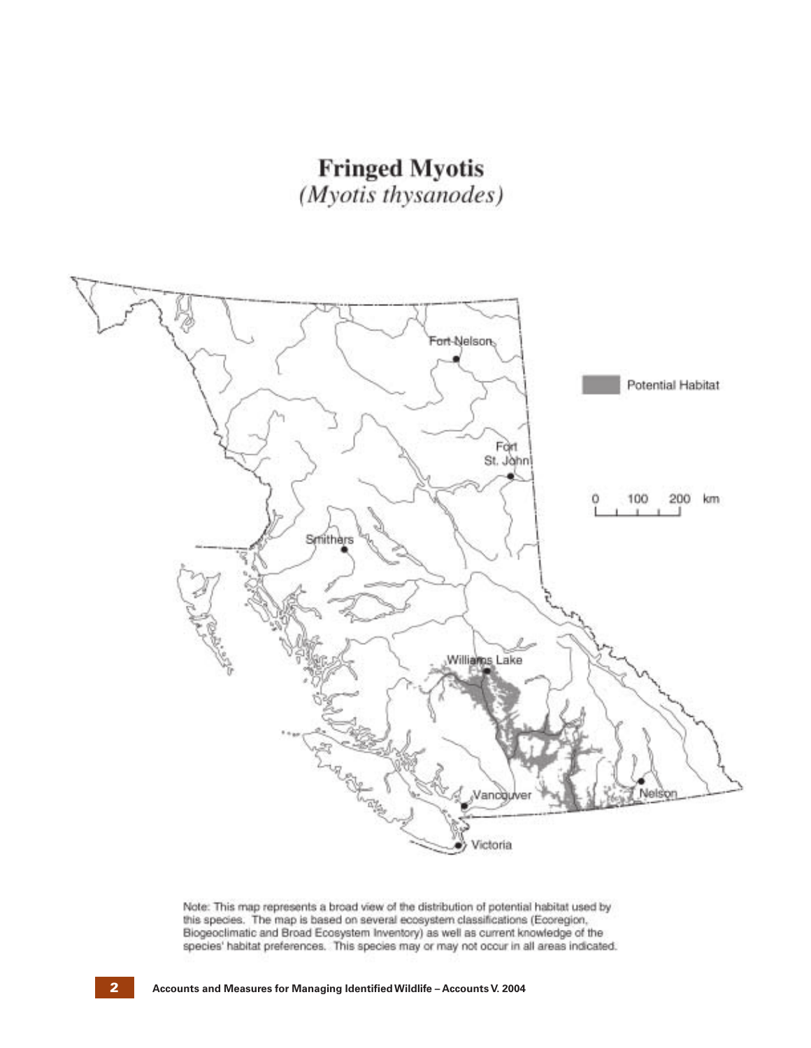# Fringed Myotis
*(Myotis thysanodes)*

Note: This map represents a broad view of the distribution of potential habitat used by this species. The map is based on several ecosystem classifications (Ecoregion, Biogeoclimatic and Broad Ecosystem Inventory) as well as current knowledge of the species' habitat preferences. This species may or may not occur in all areas indicated.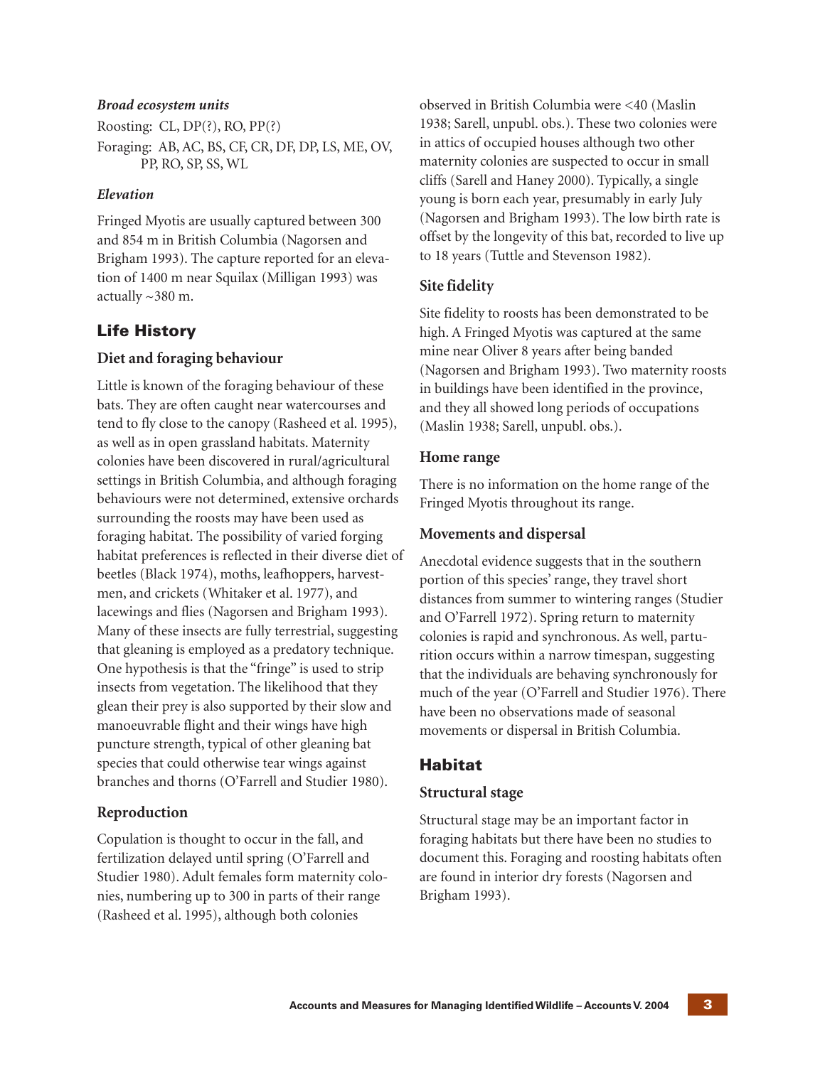*Broad ecosystem units*

Roosting: CL, DP(?), RO, PP(?)

Foraging: AB, AC, BS, CF, CR, DF, DP, LS, ME, OV, PP, RO, SP, SS, WL

*Elevation*

Fringed Myotis are usually captured between 300 and 854 m in British Columbia (Nagorsen and Brigham 1993). The capture reported for an elevation of 1400 m near Squilax (Milligan 1993) was actually ~380 m.

## Life History

### Diet and foraging behaviour

Little is known of the foraging behaviour of these bats. They are often caught near watercourses and tend to fly close to the canopy (Rasheed et al. 1995), as well as in open grassland habitats. Maternity colonies have been discovered in rural/agricultural settings in British Columbia, and although foraging behaviours were not determined, extensive orchards surrounding the roosts may have been used as foraging habitat. The possibility of varied forging habitat preferences is reflected in their diverse diet of beetles (Black 1974), moths, leafhoppers, harvestmen, and crickets (Whitaker et al. 1977), and lacewings and flies (Nagorsen and Brigham 1993). Many of these insects are fully terrestrial, suggesting that gleaning is employed as a predatory technique. One hypothesis is that the "fringe" is used to strip insects from vegetation. The likelihood that they glean their prey is also supported by their slow and manoeuvrable flight and their wings have high puncture strength, typical of other gleaning bat species that could otherwise tear wings against branches and thorns (O'Farrell and Studier 1980).

### Reproduction

Copulation is thought to occur in the fall, and fertilization delayed until spring (O'Farrell and Studier 1980). Adult females form maternity colonies, numbering up to 300 in parts of their range (Rasheed et al. 1995), although both colonies observed in British Columbia were <40 (Maslin 1938; Sarell, unpubl. obs.). These two colonies were in attics of occupied houses although two other maternity colonies are suspected to occur in small cliffs (Sarell and Haney 2000). Typically, a single young is born each year, presumably in early July (Nagorsen and Brigham 1993). The low birth rate is offset by the longevity of this bat, recorded to live up to 18 years (Tuttle and Stevenson 1982).

### Site fidelity

Site fidelity to roosts has been demonstrated to be high. A Fringed Myotis was captured at the same mine near Oliver 8 years after being banded (Nagorsen and Brigham 1993). Two maternity roosts in buildings have been identified in the province, and they all showed long periods of occupations (Maslin 1938; Sarell, unpubl. obs.).

### Home range

There is no information on the home range of the Fringed Myotis throughout its range.

### Movements and dispersal

Anecdotal evidence suggests that in the southern portion of this species' range, they travel short distances from summer to wintering ranges (Studier and O'Farrell 1972). Spring return to maternity colonies is rapid and synchronous. As well, parturition occurs within a narrow timespan, suggesting that the individuals are behaving synchronously for much of the year (O'Farrell and Studier 1976). There have been no observations made of seasonal movements or dispersal in British Columbia.

## Habitat

### Structural stage

Structural stage may be an important factor in foraging habitats but there have been no studies to document this. Foraging and roosting habitats often are found in interior dry forests (Nagorsen and Brigham 1993).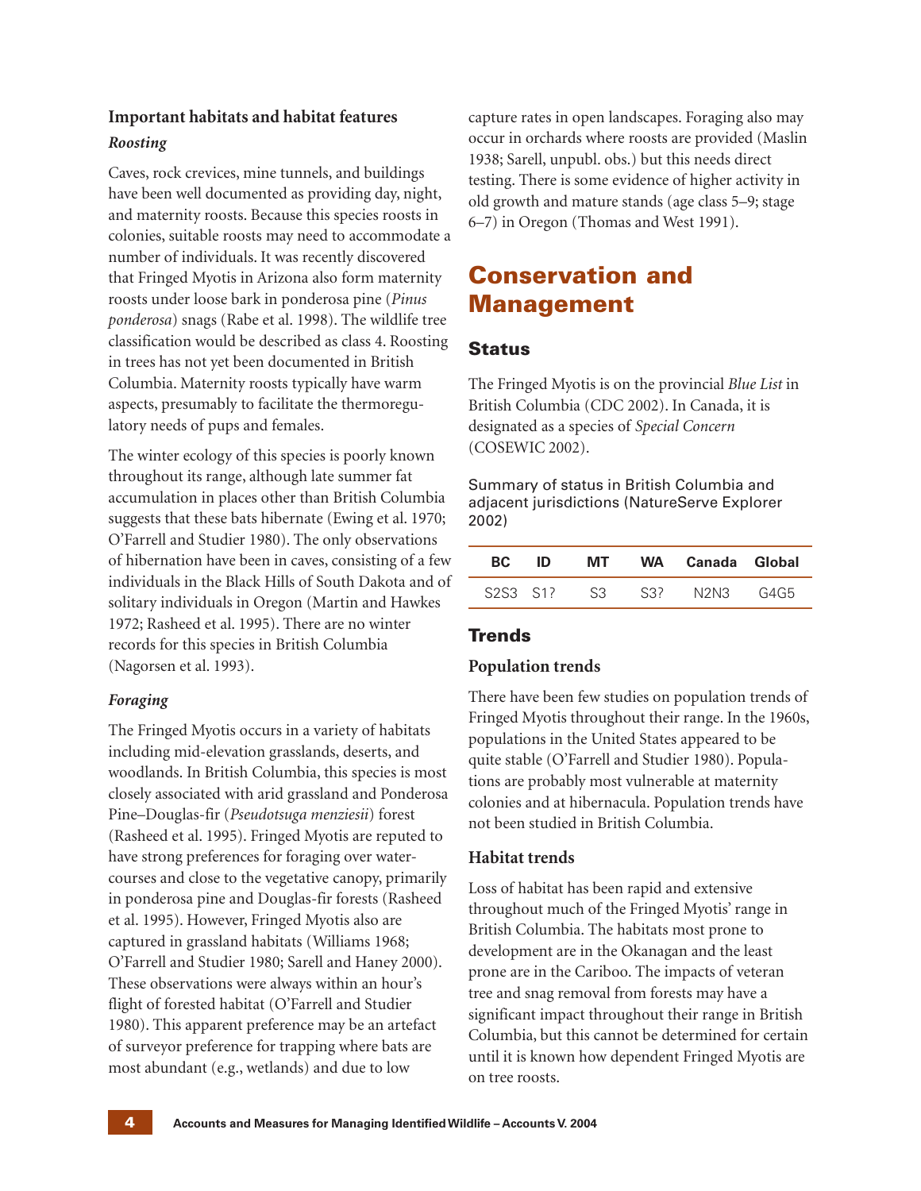### Important habitats and habitat features

#### *Roosting*

Caves, rock crevices, mine tunnels, and buildings have been well documented as providing day, night, and maternity roosts. Because this species roosts in colonies, suitable roosts may need to accommodate a number of individuals. It was recently discovered that Fringed Myotis in Arizona also form maternity roosts under loose bark in ponderosa pine (*Pinus ponderosa*) snags (Rabe et al. 1998). The wildlife tree classification would be described as class 4. Roosting in trees has not yet been documented in British Columbia. Maternity roosts typically have warm aspects, presumably to facilitate the thermoregulatory needs of pups and females.

The winter ecology of this species is poorly known throughout its range, although late summer fat accumulation in places other than British Columbia suggests that these bats hibernate (Ewing et al. 1970; O'Farrell and Studier 1980). The only observations of hibernation have been in caves, consisting of a few individuals in the Black Hills of South Dakota and of solitary individuals in Oregon (Martin and Hawkes 1972; Rasheed et al. 1995). There are no winter records for this species in British Columbia (Nagorsen et al. 1993).

#### *Foraging*

The Fringed Myotis occurs in a variety of habitats including mid-elevation grasslands, deserts, and woodlands. In British Columbia, this species is most closely associated with arid grassland and Ponderosa Pine–Douglas-fir (*Pseudotsuga menziesii*) forest (Rasheed et al. 1995). Fringed Myotis are reputed to have strong preferences for foraging over watercourses and close to the vegetative canopy, primarily in ponderosa pine and Douglas-fir forests (Rasheed et al. 1995). However, Fringed Myotis also are captured in grassland habitats (Williams 1968; O'Farrell and Studier 1980; Sarell and Haney 2000). These observations were always within an hour's flight of forested habitat (O'Farrell and Studier 1980). This apparent preference may be an artefact of surveyor preference for trapping where bats are most abundant (e.g., wetlands) and due to low capture rates in open landscapes. Foraging also may occur in orchards where roosts are provided (Maslin 1938; Sarell, unpubl. obs.) but this needs direct testing. There is some evidence of higher activity in old growth and mature stands (age class 5–9; stage 6–7) in Oregon (Thomas and West 1991).

# Conservation and Management

## Status

The Fringed Myotis is on the provincial *Blue List* in British Columbia (CDC 2002). In Canada, it is designated as a species of *Special Concern* (COSEWIC 2002).

Summary of status in British Columbia and adjacent jurisdictions (NatureServe Explorer 2002)

| BC | ID | MT | WA | Canada | Global |
|---|---|---|---|---|---|
| S2S3 | S1? | S3 | S3? | N2N3 | G4G5 |

## Trends

### Population trends

There have been few studies on population trends of Fringed Myotis throughout their range. In the 1960s, populations in the United States appeared to be quite stable (O'Farrell and Studier 1980). Populations are probably most vulnerable at maternity colonies and at hibernacula. Population trends have not been studied in British Columbia.

### Habitat trends

Loss of habitat has been rapid and extensive throughout much of the Fringed Myotis' range in British Columbia. The habitats most prone to development are in the Okanagan and the least prone are in the Cariboo. The impacts of veteran tree and snag removal from forests may have a significant impact throughout their range in British Columbia, but this cannot be determined for certain until it is known how dependent Fringed Myotis are on tree roosts.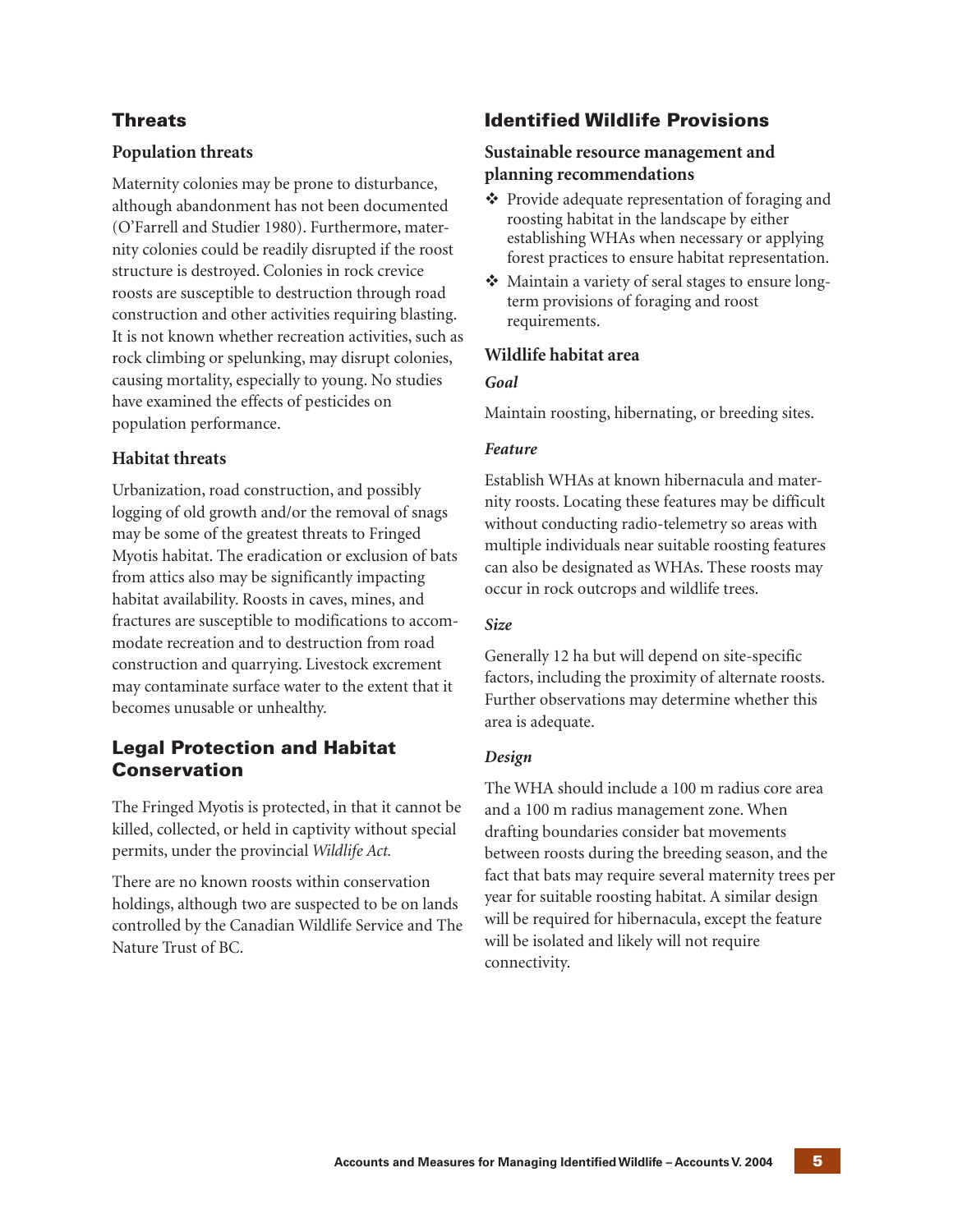## Threats

### Population threats

Maternity colonies may be prone to disturbance, although abandonment has not been documented (O'Farrell and Studier 1980). Furthermore, maternity colonies could be readily disrupted if the roost structure is destroyed. Colonies in rock crevice roosts are susceptible to destruction through road construction and other activities requiring blasting. It is not known whether recreation activities, such as rock climbing or spelunking, may disrupt colonies, causing mortality, especially to young. No studies have examined the effects of pesticides on population performance.

### Habitat threats

Urbanization, road construction, and possibly logging of old growth and/or the removal of snags may be some of the greatest threats to Fringed Myotis habitat. The eradication or exclusion of bats from attics also may be significantly impacting habitat availability. Roosts in caves, mines, and fractures are susceptible to modifications to accommodate recreation and to destruction from road construction and quarrying. Livestock excrement may contaminate surface water to the extent that it becomes unusable or unhealthy.

## Legal Protection and Habitat Conservation

The Fringed Myotis is protected, in that it cannot be killed, collected, or held in captivity without special permits, under the provincial *Wildlife Act.*

There are no known roosts within conservation holdings, although two are suspected to be on lands controlled by the Canadian Wildlife Service and The Nature Trust of BC.

## Identified Wildlife Provisions

### Sustainable resource management and planning recommendations

- Provide adequate representation of foraging and roosting habitat in the landscape by either establishing WHAs when necessary or applying forest practices to ensure habitat representation.
- Maintain a variety of seral stages to ensure long-term provisions of foraging and roost requirements.

### Wildlife habitat area

#### *Goal*

Maintain roosting, hibernating, or breeding sites.

#### *Feature*

Establish WHAs at known hibernacula and maternity roosts. Locating these features may be difficult without conducting radio-telemetry so areas with multiple individuals near suitable roosting features can also be designated as WHAs. These roosts may occur in rock outcrops and wildlife trees.

#### *Size*

Generally 12 ha but will depend on site-specific factors, including the proximity of alternate roosts. Further observations may determine whether this area is adequate.

#### *Design*

The WHA should include a 100 m radius core area and a 100 m radius management zone. When drafting boundaries consider bat movements between roosts during the breeding season, and the fact that bats may require several maternity trees per year for suitable roosting habitat. A similar design will be required for hibernacula, except the feature will be isolated and likely will not require connectivity.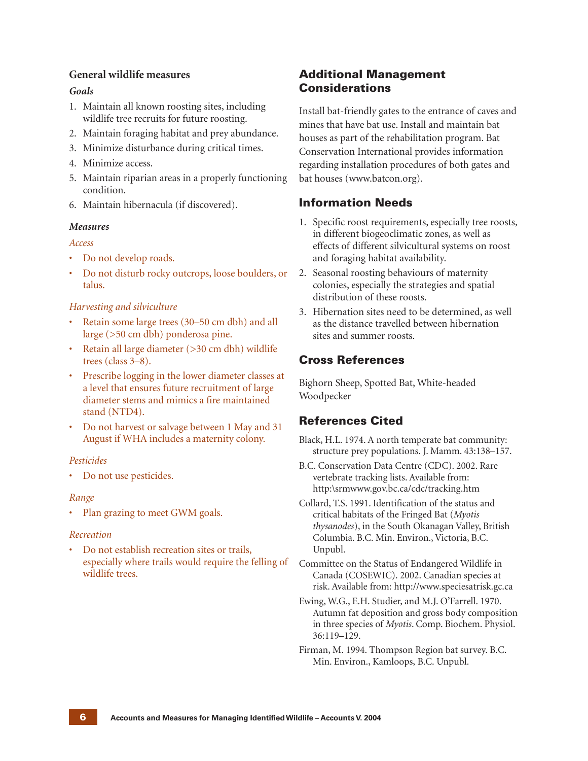### General wildlife measures

#### *Goals*

1. Maintain all known roosting sites, including wildlife tree recruits for future roosting.
2. Maintain foraging habitat and prey abundance.
3. Minimize disturbance during critical times.
4. Minimize access.
5. Maintain riparian areas in a properly functioning condition.
6. Maintain hibernacula (if discovered).

#### *Measures*

*Access*

- Do not develop roads.
- Do not disturb rocky outcrops, loose boulders, or talus.

*Harvesting and silviculture*

- Retain some large trees (30–50 cm dbh) and all large (>50 cm dbh) ponderosa pine.
- Retain all large diameter (>30 cm dbh) wildlife trees (class 3–8).
- Prescribe logging in the lower diameter classes at a level that ensures future recruitment of large diameter stems and mimics a fire maintained stand (NTD4).
- Do not harvest or salvage between 1 May and 31 August if WHA includes a maternity colony.

*Pesticides*

- Do not use pesticides.

*Range*

- Plan grazing to meet GWM goals.

*Recreation*

- Do not establish recreation sites or trails, especially where trails would require the felling of wildlife trees.

## Additional Management Considerations

Install bat-friendly gates to the entrance of caves and mines that have bat use. Install and maintain bat houses as part of the rehabilitation program. Bat Conservation International provides information regarding installation procedures of both gates and bat houses (www.batcon.org).

## Information Needs

1. Specific roost requirements, especially tree roosts, in different biogeoclimatic zones, as well as effects of different silvicultural systems on roost and foraging habitat availability.
2. Seasonal roosting behaviours of maternity colonies, especially the strategies and spatial distribution of these roosts.
3. Hibernation sites need to be determined, as well as the distance travelled between hibernation sites and summer roosts.

## Cross References

Bighorn Sheep, Spotted Bat, White-headed Woodpecker

## References Cited

Black, H.L. 1974. A north temperate bat community: structure prey populations. J. Mamm. 43:138–157.

B.C. Conservation Data Centre (CDC). 2002. Rare vertebrate tracking lists. Available from: http:\srmwww.gov.bc.ca/cdc/tracking.htm

Collard, T.S. 1991. Identification of the status and critical habitats of the Fringed Bat (*Myotis thysanodes*), in the South Okanagan Valley, British Columbia. B.C. Min. Environ., Victoria, B.C. Unpubl.

Committee on the Status of Endangered Wildlife in Canada (COSEWIC). 2002. Canadian species at risk. Available from: http://www.speciesatrisk.gc.ca

Ewing, W.G., E.H. Studier, and M.J. O'Farrell. 1970. Autumn fat deposition and gross body composition in three species of *Myotis*. Comp. Biochem. Physiol. 36:119–129.

Firman, M. 1994. Thompson Region bat survey. B.C. Min. Environ., Kamloops, B.C. Unpubl.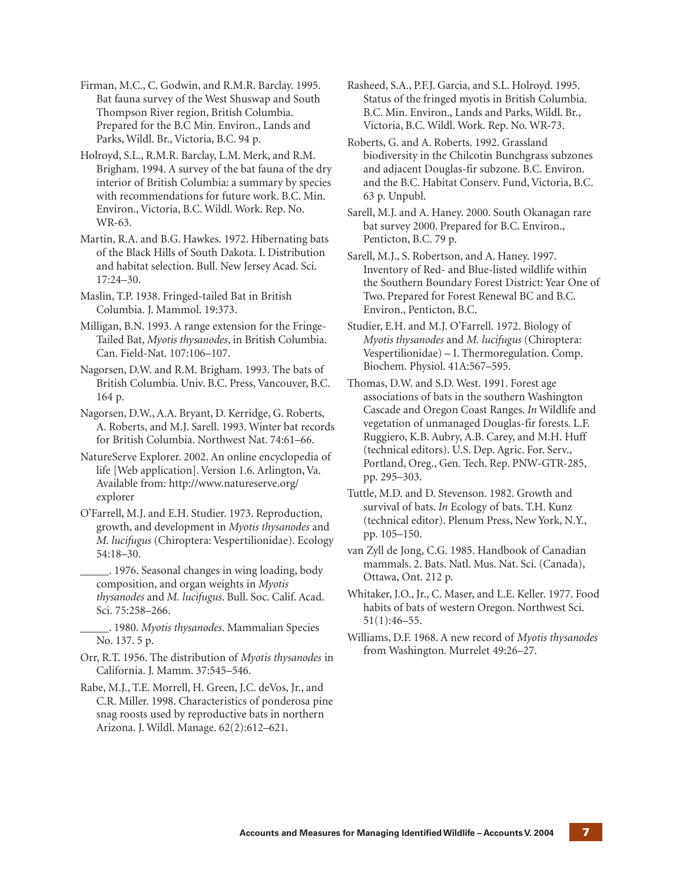Firman, M.C., C. Godwin, and R.M.R. Barclay. 1995. Bat fauna survey of the West Shuswap and South Thompson River region, British Columbia. Prepared for the B.C Min. Environ., Lands and Parks, Wildl. Br., Victoria, B.C. 94 p.

Holroyd, S.L., R.M.R. Barclay, L.M. Merk, and R.M. Brigham. 1994. A survey of the bat fauna of the dry interior of British Columbia: a summary by species with recommendations for future work. B.C. Min. Environ., Victoria, B.C. Wildl. Work. Rep. No. WR-63.

Martin, R.A. and B.G. Hawkes. 1972. Hibernating bats of the Black Hills of South Dakota. I. Distribution and habitat selection. Bull. New Jersey Acad. Sci. 17:24–30.

Maslin, T.P. 1938. Fringed-tailed Bat in British Columbia. J. Mammol. 19:373.

Milligan, B.N. 1993. A range extension for the Fringe-Tailed Bat, *Myotis thysanodes*, in British Columbia. Can. Field-Nat. 107:106–107.

Nagorsen, D.W. and R.M. Brigham. 1993. The bats of British Columbia. Univ. B.C. Press, Vancouver, B.C. 164 p.

Nagorsen, D.W., A.A. Bryant, D. Kerridge, G. Roberts, A. Roberts, and M.J. Sarell. 1993. Winter bat records for British Columbia. Northwest Nat. 74:61–66.

NatureServe Explorer. 2002. An online encyclopedia of life [Web application]. Version 1.6. Arlington, Va. Available from: http://www.natureserve.org/explorer

O'Farrell, M.J. and E.H. Studier. 1973. Reproduction, growth, and development in *Myotis thysanodes* and *M. lucifugus* (Chiroptera: Vespertilionidae). Ecology 54:18–30.

_____. 1976. Seasonal changes in wing loading, body composition, and organ weights in *Myotis thysanodes* and *M. lucifugus*. Bull. Soc. Calif. Acad. Sci. 75:258–266.

_____. 1980. *Myotis thysanodes*. Mammalian Species No. 137. 5 p.

Orr, R.T. 1956. The distribution of *Myotis thysanodes* in California. J. Mamm. 37:545–546.

Rabe, M.J., T.E. Morrell, H. Green, J.C. deVos, Jr., and C.R. Miller. 1998. Characteristics of ponderosa pine snag roosts used by reproductive bats in northern Arizona. J. Wildl. Manage. 62(2):612–621.

Rasheed, S.A., P.F.J. Garcia, and S.L. Holroyd. 1995. Status of the fringed myotis in British Columbia. B.C. Min. Environ., Lands and Parks, Wildl. Br., Victoria, B.C. Wildl. Work. Rep. No. WR-73.

Roberts, G. and A. Roberts. 1992. Grassland biodiversity in the Chilcotin Bunchgrass subzones and adjacent Douglas-fir subzone. B.C. Environ. and the B.C. Habitat Conserv. Fund, Victoria, B.C. 63 p. Unpubl.

Sarell, M.J. and A. Haney. 2000. South Okanagan rare bat survey 2000. Prepared for B.C. Environ., Penticton, B.C. 79 p.

Sarell, M.J., S. Robertson, and A. Haney. 1997. Inventory of Red- and Blue-listed wildlife within the Southern Boundary Forest District: Year One of Two. Prepared for Forest Renewal BC and B.C. Environ., Penticton, B.C.

Studier, E.H. and M.J. O'Farrell. 1972. Biology of *Myotis thysanodes* and *M. lucifugus* (Chiroptera: Vespertilionidae) – I. Thermoregulation. Comp. Biochem. Physiol. 41A:567–595.

Thomas, D.W. and S.D. West. 1991. Forest age associations of bats in the southern Washington Cascade and Oregon Coast Ranges. *In* Wildlife and vegetation of unmanaged Douglas-fir forests. L.F. Ruggiero, K.B. Aubry, A.B. Carey, and M.H. Huff (technical editors). U.S. Dep. Agric. For. Serv., Portland, Oreg., Gen. Tech. Rep. PNW-GTR-285, pp. 295–303.

Tuttle, M.D. and D. Stevenson. 1982. Growth and survival of bats. *In* Ecology of bats. T.H. Kunz (technical editor). Plenum Press, New York, N.Y., pp. 105–150.

van Zyll de Jong, C.G. 1985. Handbook of Canadian mammals. 2. Bats. Natl. Mus. Nat. Sci. (Canada), Ottawa, Ont. 212 p.

Whitaker, J.O., Jr., C. Maser, and L.E. Keller. 1977. Food habits of bats of western Oregon. Northwest Sci. 51(1):46–55.

Williams, D.F. 1968. A new record of *Myotis thysanodes* from Washington. Murrelet 49:26–27.